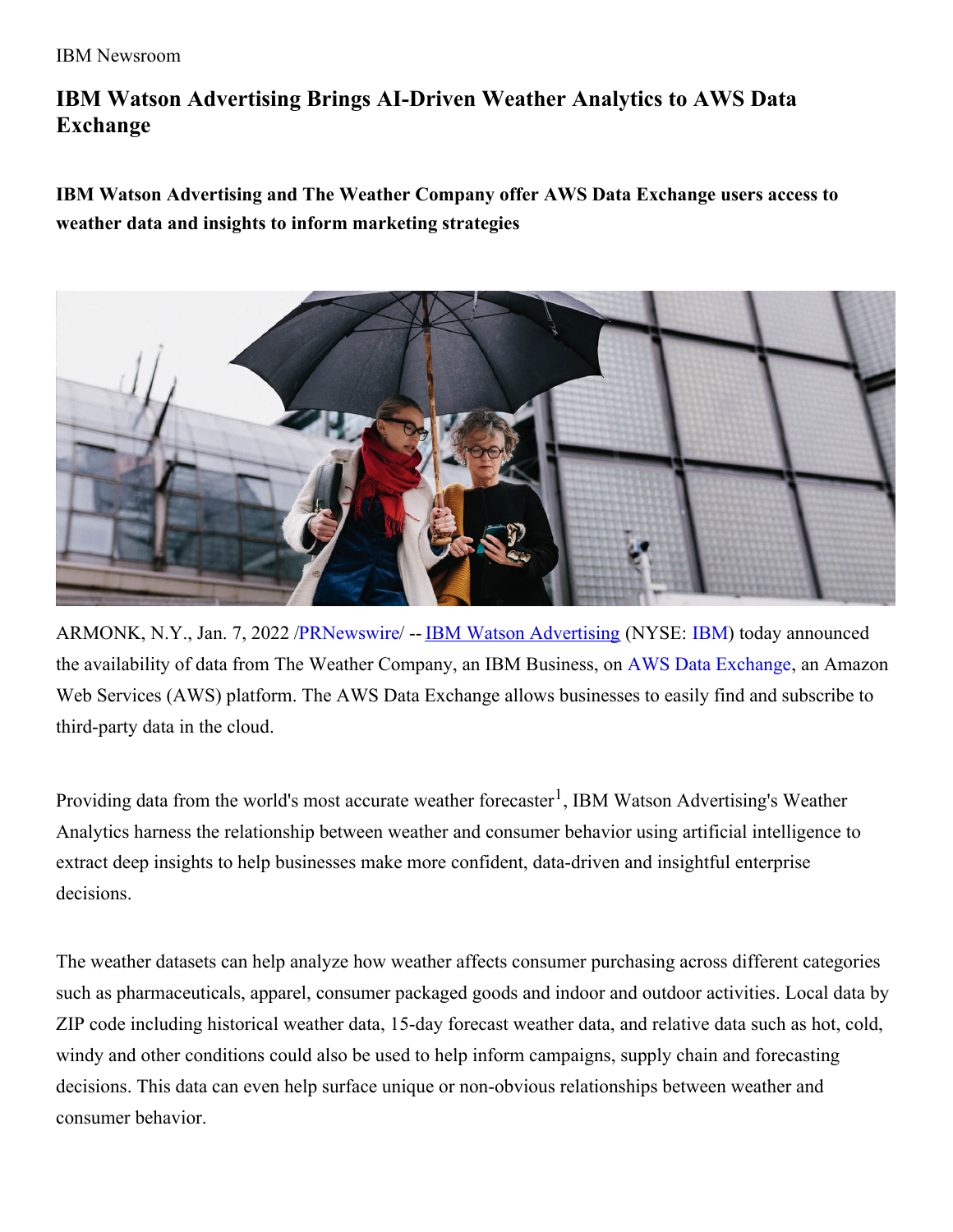IBM Newsroom

# IBM Watson Advertising Brings AI-Driven Weather Analytics to AWS Data Exchange

**IBM Watson Advertising and The Weather Company offer AWS Data Exchange users access to weather data and insights to inform marketing strategies**

ARMONK, N.Y., Jan. 7, 2022 /PRNewswire/ -- IBM Watson Advertising (NYSE: IBM) today announced the availability of data from The Weather Company, an IBM Business, on AWS Data Exchange, an Amazon Web Services (AWS) platform. The AWS Data Exchange allows businesses to easily find and subscribe to third-party data in the cloud.

Providing data from the world's most accurate weather forecaster[1], IBM Watson Advertising's Weather Analytics harness the relationship between weather and consumer behavior using artificial intelligence to extract deep insights to help businesses make more confident, data-driven and insightful enterprise decisions.

The weather datasets can help analyze how weather affects consumer purchasing across different categories such as pharmaceuticals, apparel, consumer packaged goods and indoor and outdoor activities. Local data by ZIP code including historical weather data, 15-day forecast weather data, and relative data such as hot, cold, windy and other conditions could also be used to help inform campaigns, supply chain and forecasting decisions. This data can even help surface unique or non-obvious relationships between weather and consumer behavior.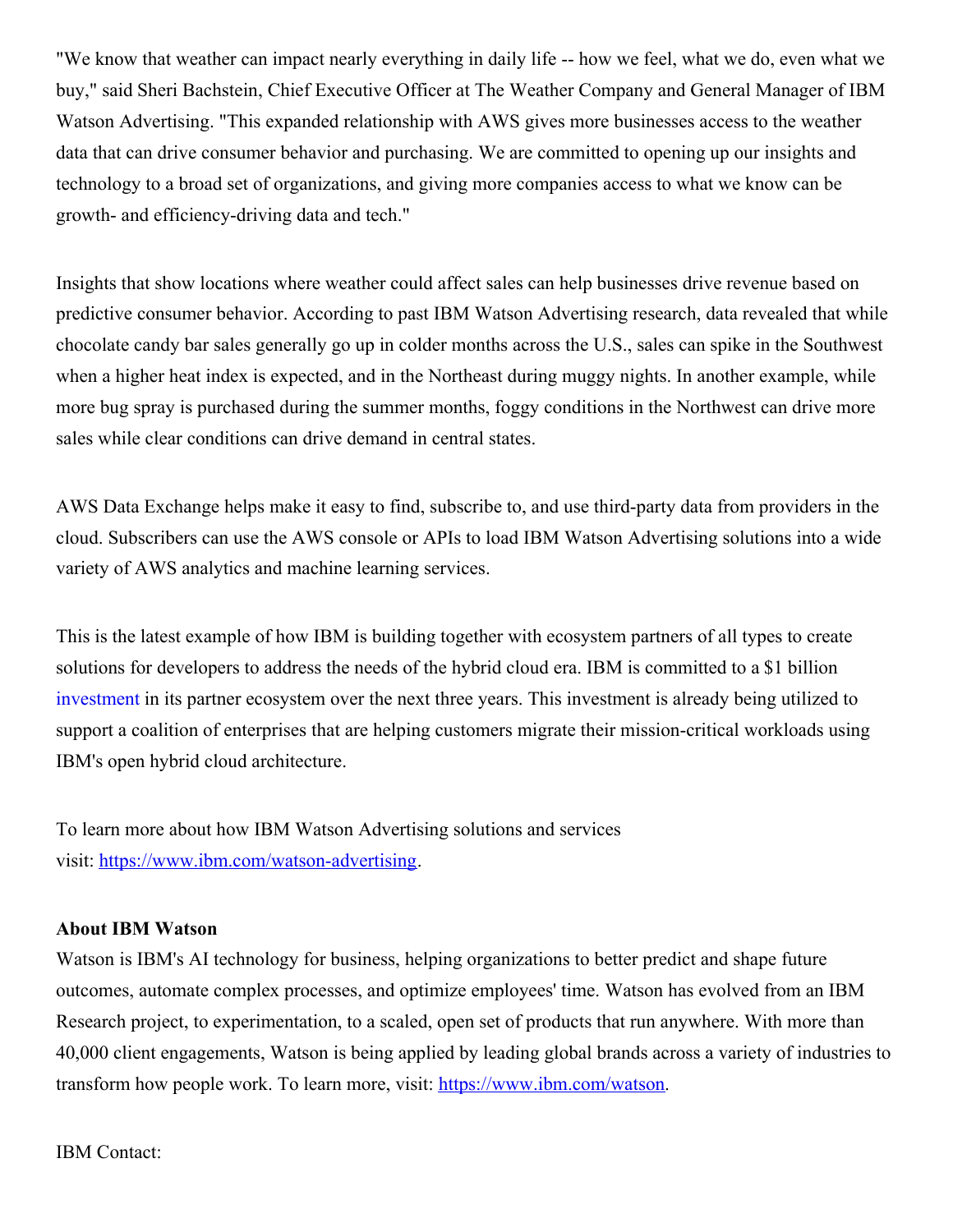"We know that weather can impact nearly everything in daily life -- how we feel, what we do, even what we buy," said Sheri Bachstein, Chief Executive Officer at The Weather Company and General Manager of IBM Watson Advertising. "This expanded relationship with AWS gives more businesses access to the weather data that can drive consumer behavior and purchasing. We are committed to opening up our insights and technology to a broad set of organizations, and giving more companies access to what we know can be growth- and efficiency-driving data and tech."

Insights that show locations where weather could affect sales can help businesses drive revenue based on predictive consumer behavior. According to past IBM Watson Advertising research, data revealed that while chocolate candy bar sales generally go up in colder months across the U.S., sales can spike in the Southwest when a higher heat index is expected, and in the Northeast during muggy nights. In another example, while more bug spray is purchased during the summer months, foggy conditions in the Northwest can drive more sales while clear conditions can drive demand in central states.

AWS Data Exchange helps make it easy to find, subscribe to, and use third-party data from providers in the cloud. Subscribers can use the AWS console or APIs to load IBM Watson Advertising solutions into a wide variety of AWS analytics and machine learning services.

This is the latest example of how IBM is building together with ecosystem partners of all types to create solutions for developers to address the needs of the hybrid cloud era. IBM is committed to a $1 billion investment in its partner ecosystem over the next three years. This investment is already being utilized to support a coalition of enterprises that are helping customers migrate their mission-critical workloads using IBM's open hybrid cloud architecture.

To learn more about how IBM Watson Advertising solutions and services visit: https://www.ibm.com/watson-advertising.

**About IBM Watson**

Watson is IBM's AI technology for business, helping organizations to better predict and shape future outcomes, automate complex processes, and optimize employees' time. Watson has evolved from an IBM Research project, to experimentation, to a scaled, open set of products that run anywhere. With more than 40,000 client engagements, Watson is being applied by leading global brands across a variety of industries to transform how people work. To learn more, visit: https://www.ibm.com/watson.

IBM Contact: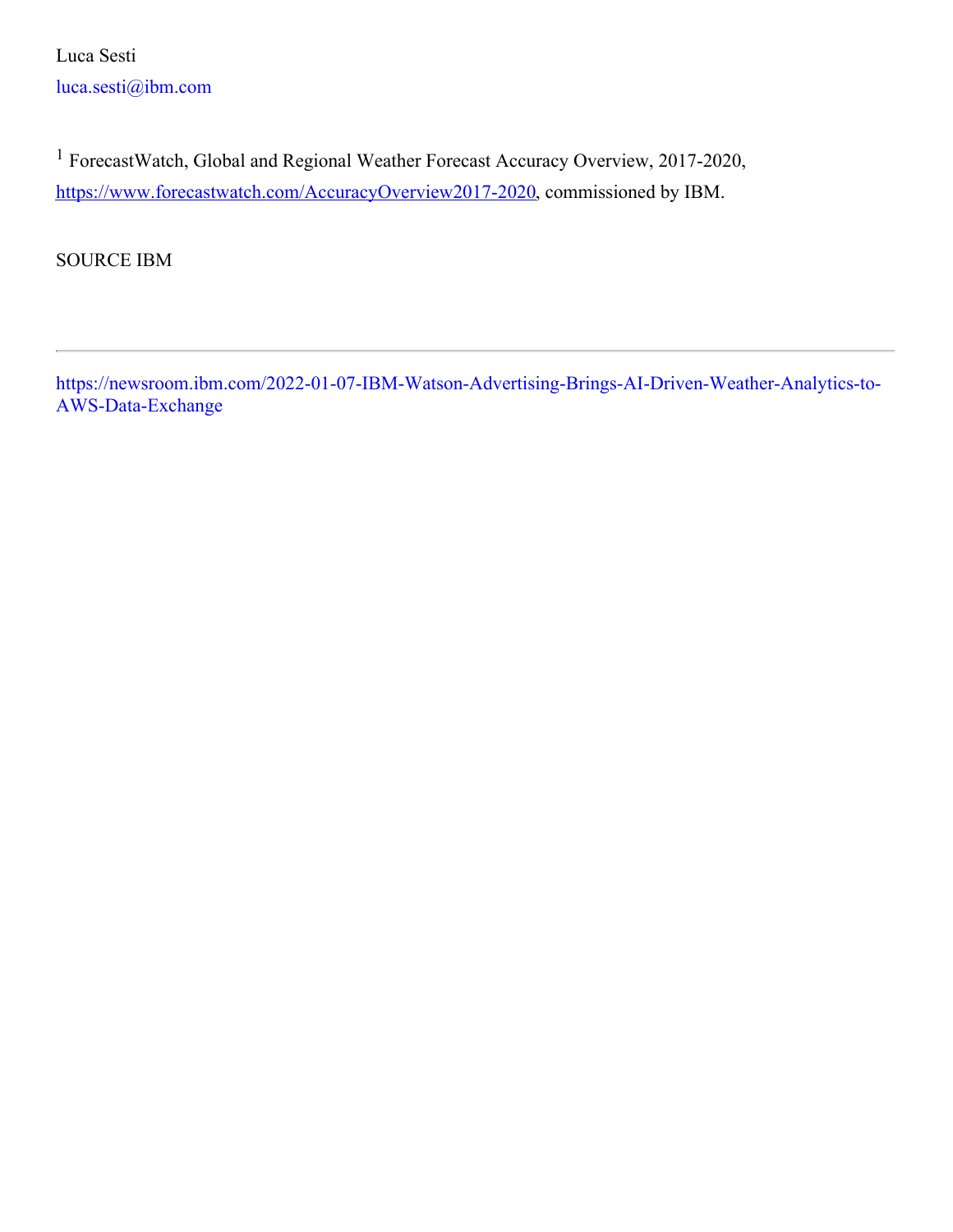Luca Sesti
luca.sesti@ibm.com

[1] ForecastWatch, Global and Regional Weather Forecast Accuracy Overview, 2017-2020, https://www.forecastwatch.com/AccuracyOverview2017-2020, commissioned by IBM.

SOURCE IBM

---

https://newsroom.ibm.com/2022-01-07-IBM-Watson-Advertising-Brings-AI-Driven-Weather-Analytics-to-AWS-Data-Exchange